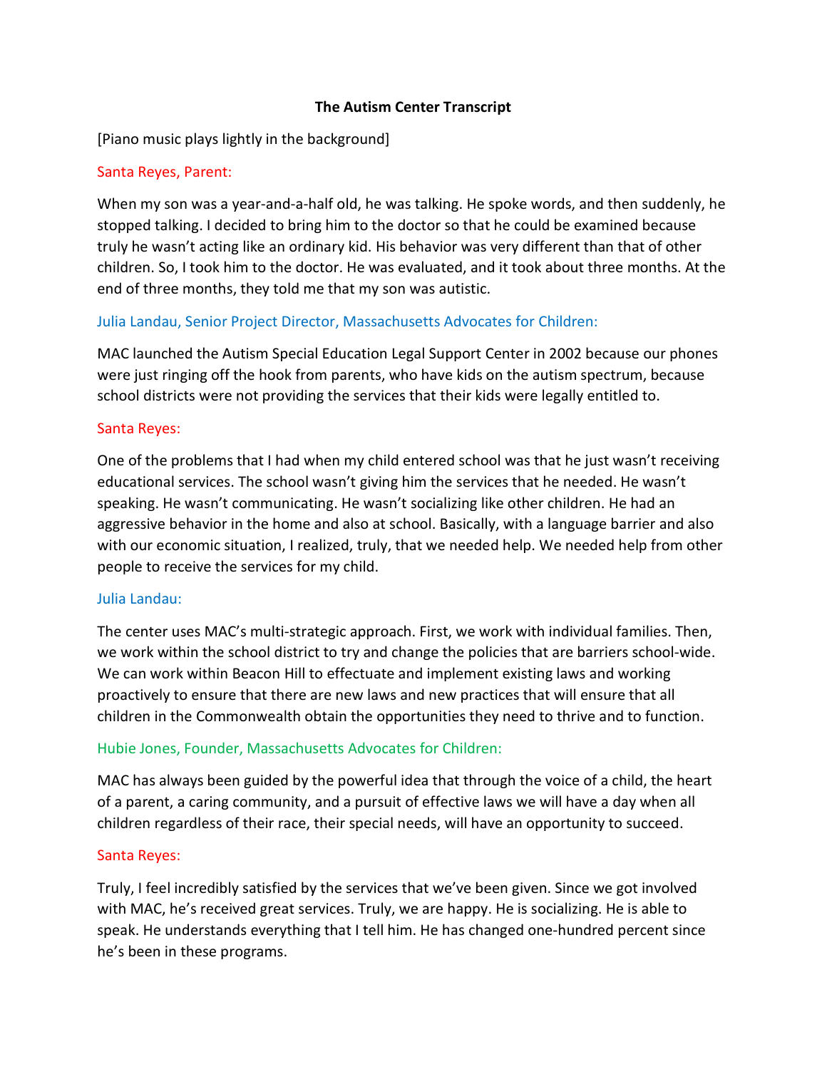# The Autism Center Transcript

[Piano music plays lightly in the background]

Santa Reyes, Parent:

When my son was a year-and-a-half old, he was talking. He spoke words, and then suddenly, he stopped talking. I decided to bring him to the doctor so that he could be examined because truly he wasn't acting like an ordinary kid. His behavior was very different than that of other children. So, I took him to the doctor. He was evaluated, and it took about three months. At the end of three months, they told me that my son was autistic.

Julia Landau, Senior Project Director, Massachusetts Advocates for Children:

MAC launched the Autism Special Education Legal Support Center in 2002 because our phones were just ringing off the hook from parents, who have kids on the autism spectrum, because school districts were not providing the services that their kids were legally entitled to.

Santa Reyes:

One of the problems that I had when my child entered school was that he just wasn't receiving educational services. The school wasn't giving him the services that he needed. He wasn't speaking. He wasn't communicating. He wasn't socializing like other children. He had an aggressive behavior in the home and also at school. Basically, with a language barrier and also with our economic situation, I realized, truly, that we needed help. We needed help from other people to receive the services for my child.

Julia Landau:

The center uses MAC's multi-strategic approach. First, we work with individual families. Then, we work within the school district to try and change the policies that are barriers school-wide. We can work within Beacon Hill to effectuate and implement existing laws and working proactively to ensure that there are new laws and new practices that will ensure that all children in the Commonwealth obtain the opportunities they need to thrive and to function.

Hubie Jones, Founder, Massachusetts Advocates for Children:

MAC has always been guided by the powerful idea that through the voice of a child, the heart of a parent, a caring community, and a pursuit of effective laws we will have a day when all children regardless of their race, their special needs, will have an opportunity to succeed.

Santa Reyes:

Truly, I feel incredibly satisfied by the services that we've been given. Since we got involved with MAC, he's received great services. Truly, we are happy. He is socializing. He is able to speak. He understands everything that I tell him. He has changed one-hundred percent since he's been in these programs.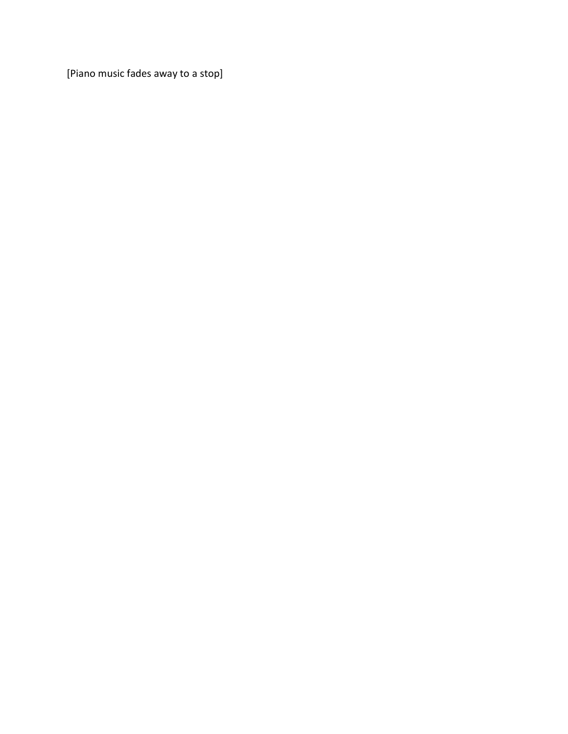[Piano music fades away to a stop]